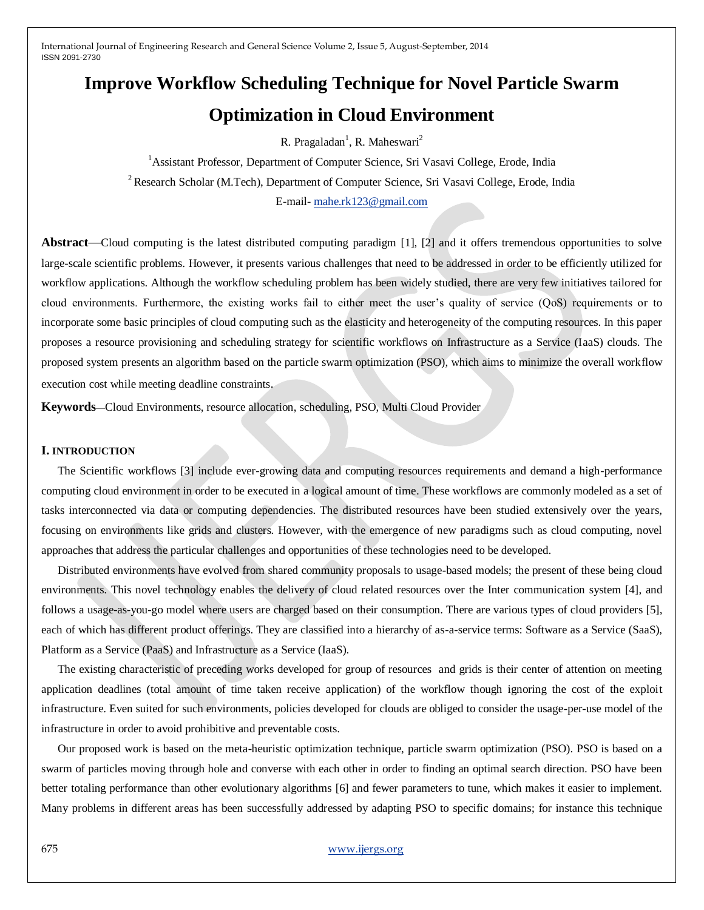# Improve Workflow Scheduling Technique for Novel Particle Swarm Optimization in Cloud Environment

R. Pragaladan[1], R. Maheswari[2]

[1]Assistant Professor, Department of Computer Science, Sri Vasavi College, Erode, India

[2] Research Scholar (M.Tech), Department of Computer Science, Sri Vasavi College, Erode, India

E-mail- mahe.rk123@gmail.com

**Abstract**—Cloud computing is the latest distributed computing paradigm [1], [2] and it offers tremendous opportunities to solve large-scale scientific problems. However, it presents various challenges that need to be addressed in order to be efficiently utilized for workflow applications. Although the workflow scheduling problem has been widely studied, there are very few initiatives tailored for cloud environments. Furthermore, the existing works fail to either meet the user's quality of service (QoS) requirements or to incorporate some basic principles of cloud computing such as the elasticity and heterogeneity of the computing resources. In this paper proposes a resource provisioning and scheduling strategy for scientific workflows on Infrastructure as a Service (IaaS) clouds. The proposed system presents an algorithm based on the particle swarm optimization (PSO), which aims to minimize the overall workflow execution cost while meeting deadline constraints.

**Keywords**—Cloud Environments, resource allocation, scheduling, PSO, Multi Cloud Provider

## I. INTRODUCTION

The Scientific workflows [3] include ever-growing data and computing resources requirements and demand a high-performance computing cloud environment in order to be executed in a logical amount of time. These workflows are commonly modeled as a set of tasks interconnected via data or computing dependencies. The distributed resources have been studied extensively over the years, focusing on environments like grids and clusters. However, with the emergence of new paradigms such as cloud computing, novel approaches that address the particular challenges and opportunities of these technologies need to be developed.

Distributed environments have evolved from shared community proposals to usage-based models; the present of these being cloud environments. This novel technology enables the delivery of cloud related resources over the Inter communication system [4], and follows a usage-as-you-go model where users are charged based on their consumption. There are various types of cloud providers [5], each of which has different product offerings. They are classified into a hierarchy of as-a-service terms: Software as a Service (SaaS), Platform as a Service (PaaS) and Infrastructure as a Service (IaaS).

The existing characteristic of preceding works developed for group of resources and grids is their center of attention on meeting application deadlines (total amount of time taken receive application) of the workflow though ignoring the cost of the exploit infrastructure. Even suited for such environments, policies developed for clouds are obliged to consider the usage-per-use model of the infrastructure in order to avoid prohibitive and preventable costs.

Our proposed work is based on the meta-heuristic optimization technique, particle swarm optimization (PSO). PSO is based on a swarm of particles moving through hole and converse with each other in order to finding an optimal search direction. PSO have been better totaling performance than other evolutionary algorithms [6] and fewer parameters to tune, which makes it easier to implement. Many problems in different areas has been successfully addressed by adapting PSO to specific domains; for instance this technique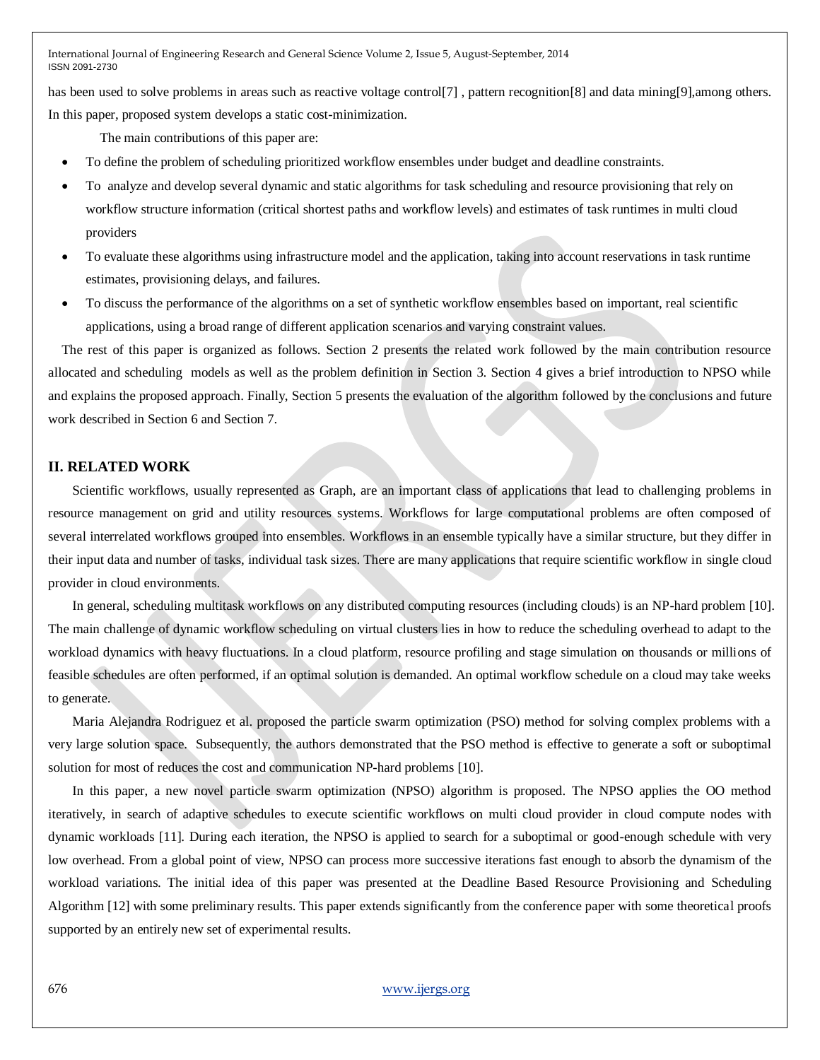has been used to solve problems in areas such as reactive voltage control[7] , pattern recognition[8] and data mining[9],among others. In this paper, proposed system develops a static cost-minimization.

The main contributions of this paper are:

- To define the problem of scheduling prioritized workflow ensembles under budget and deadline constraints.
- To analyze and develop several dynamic and static algorithms for task scheduling and resource provisioning that rely on workflow structure information (critical shortest paths and workflow levels) and estimates of task runtimes in multi cloud providers
- To evaluate these algorithms using infrastructure model and the application, taking into account reservations in task runtime estimates, provisioning delays, and failures.
- To discuss the performance of the algorithms on a set of synthetic workflow ensembles based on important, real scientific applications, using a broad range of different application scenarios and varying constraint values.

The rest of this paper is organized as follows. Section 2 presents the related work followed by the main contribution resource allocated and scheduling models as well as the problem definition in Section 3. Section 4 gives a brief introduction to NPSO while and explains the proposed approach. Finally, Section 5 presents the evaluation of the algorithm followed by the conclusions and future work described in Section 6 and Section 7.

## II. RELATED WORK

Scientific workflows, usually represented as Graph, are an important class of applications that lead to challenging problems in resource management on grid and utility resources systems. Workflows for large computational problems are often composed of several interrelated workflows grouped into ensembles. Workflows in an ensemble typically have a similar structure, but they differ in their input data and number of tasks, individual task sizes. There are many applications that require scientific workflow in single cloud provider in cloud environments.

In general, scheduling multitask workflows on any distributed computing resources (including clouds) is an NP-hard problem [10]. The main challenge of dynamic workflow scheduling on virtual clusters lies in how to reduce the scheduling overhead to adapt to the workload dynamics with heavy fluctuations. In a cloud platform, resource profiling and stage simulation on thousands or millions of feasible schedules are often performed, if an optimal solution is demanded. An optimal workflow schedule on a cloud may take weeks to generate.

Maria Alejandra Rodriguez et al. proposed the particle swarm optimization (PSO) method for solving complex problems with a very large solution space. Subsequently, the authors demonstrated that the PSO method is effective to generate a soft or suboptimal solution for most of reduces the cost and communication NP-hard problems [10].

In this paper, a new novel particle swarm optimization (NPSO) algorithm is proposed. The NPSO applies the OO method iteratively, in search of adaptive schedules to execute scientific workflows on multi cloud provider in cloud compute nodes with dynamic workloads [11]. During each iteration, the NPSO is applied to search for a suboptimal or good-enough schedule with very low overhead. From a global point of view, NPSO can process more successive iterations fast enough to absorb the dynamism of the workload variations. The initial idea of this paper was presented at the Deadline Based Resource Provisioning and Scheduling Algorithm [12] with some preliminary results. This paper extends significantly from the conference paper with some theoretical proofs supported by an entirely new set of experimental results.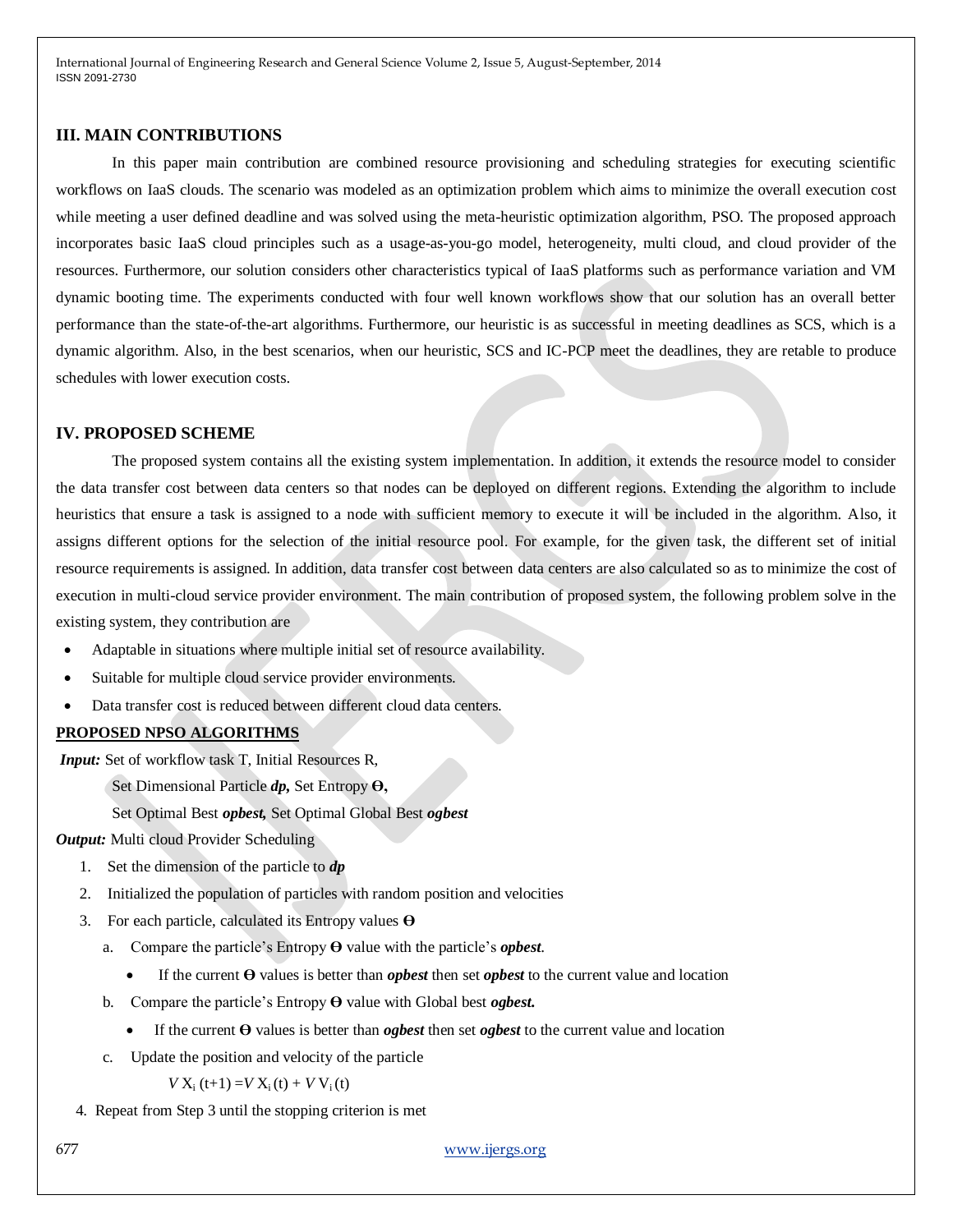## III. MAIN CONTRIBUTIONS

In this paper main contribution are combined resource provisioning and scheduling strategies for executing scientific workflows on IaaS clouds. The scenario was modeled as an optimization problem which aims to minimize the overall execution cost while meeting a user defined deadline and was solved using the meta-heuristic optimization algorithm, PSO. The proposed approach incorporates basic IaaS cloud principles such as a usage-as-you-go model, heterogeneity, multi cloud, and cloud provider of the resources. Furthermore, our solution considers other characteristics typical of IaaS platforms such as performance variation and VM dynamic booting time. The experiments conducted with four well known workflows show that our solution has an overall better performance than the state-of-the-art algorithms. Furthermore, our heuristic is as successful in meeting deadlines as SCS, which is a dynamic algorithm. Also, in the best scenarios, when our heuristic, SCS and IC-PCP meet the deadlines, they are retable to produce schedules with lower execution costs.

## IV. PROPOSED SCHEME

The proposed system contains all the existing system implementation. In addition, it extends the resource model to consider the data transfer cost between data centers so that nodes can be deployed on different regions. Extending the algorithm to include heuristics that ensure a task is assigned to a node with sufficient memory to execute it will be included in the algorithm. Also, it assigns different options for the selection of the initial resource pool. For example, for the given task, the different set of initial resource requirements is assigned. In addition, data transfer cost between data centers are also calculated so as to minimize the cost of execution in multi-cloud service provider environment. The main contribution of proposed system, the following problem solve in the existing system, they contribution are

- Adaptable in situations where multiple initial set of resource availability.
- Suitable for multiple cloud service provider environments.
- Data transfer cost is reduced between different cloud data centers.

**PROPOSED NPSO ALGORITHMS**

***Input:*** Set of workflow task T, Initial Resources R,

Set Dimensional Particle ***dp,*** Set Entropy **ϴ,**

Set Optimal Best ***opbest,*** Set Optimal Global Best ***ogbest***

***Output:*** Multi cloud Provider Scheduling

1. Set the dimension of the particle to ***dp***
2. Initialized the population of particles with random position and velocities
3. For each particle, calculated its Entropy values **ϴ**
   a. Compare the particle's Entropy **ϴ** value with the particle's ***opbest***.
      - If the current **ϴ** values is better than ***opbest*** then set ***opbest*** to the current value and location
   b. Compare the particle's Entropy **ϴ** value with Global best ***ogbest.***
      - If the current **ϴ** values is better than ***ogbest*** then set ***ogbest*** to the current value and location
   c. Update the position and velocity of the particle

      $V X_i (t+1) = V X_i (t) + V V_i (t)$
4. Repeat from Step 3 until the stopping criterion is met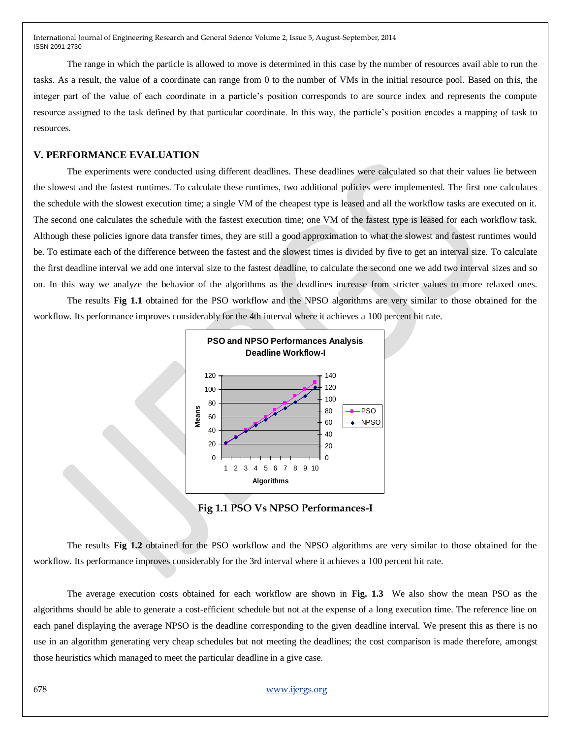The range in which the particle is allowed to move is determined in this case by the number of resources avail able to run the tasks. As a result, the value of a coordinate can range from 0 to the number of VMs in the initial resource pool. Based on this, the integer part of the value of each coordinate in a particle's position corresponds to are source index and represents the compute resource assigned to the task defined by that particular coordinate. In this way, the particle's position encodes a mapping of task to resources.

## V. PERFORMANCE EVALUATION

The experiments were conducted using different deadlines. These deadlines were calculated so that their values lie between the slowest and the fastest runtimes. To calculate these runtimes, two additional policies were implemented. The first one calculates the schedule with the slowest execution time; a single VM of the cheapest type is leased and all the workflow tasks are executed on it. The second one calculates the schedule with the fastest execution time; one VM of the fastest type is leased for each workflow task. Although these policies ignore data transfer times, they are still a good approximation to what the slowest and fastest runtimes would be. To estimate each of the difference between the fastest and the slowest times is divided by five to get an interval size. To calculate the first deadline interval we add one interval size to the fastest deadline, to calculate the second one we add two interval sizes and so on. In this way we analyze the behavior of the algorithms as the deadlines increase from stricter values to more relaxed ones.

The results **Fig 1.1** obtained for the PSO workflow and the NPSO algorithms are very similar to those obtained for the workflow. Its performance improves considerably for the 4th interval where it achieves a 100 percent hit rate.

**Fig 1.1 PSO Vs NPSO Performances-I**

The results **Fig 1.2** obtained for the PSO workflow and the NPSO algorithms are very similar to those obtained for the workflow. Its performance improves considerably for the 3rd interval where it achieves a 100 percent hit rate.

The average execution costs obtained for each workflow are shown in **Fig. 1.3** We also show the mean PSO as the algorithms should be able to generate a cost-efficient schedule but not at the expense of a long execution time. The reference line on each panel displaying the average NPSO is the deadline corresponding to the given deadline interval. We present this as there is no use in an algorithm generating very cheap schedules but not meeting the deadlines; the cost comparison is made therefore, amongst those heuristics which managed to meet the particular deadline in a give case.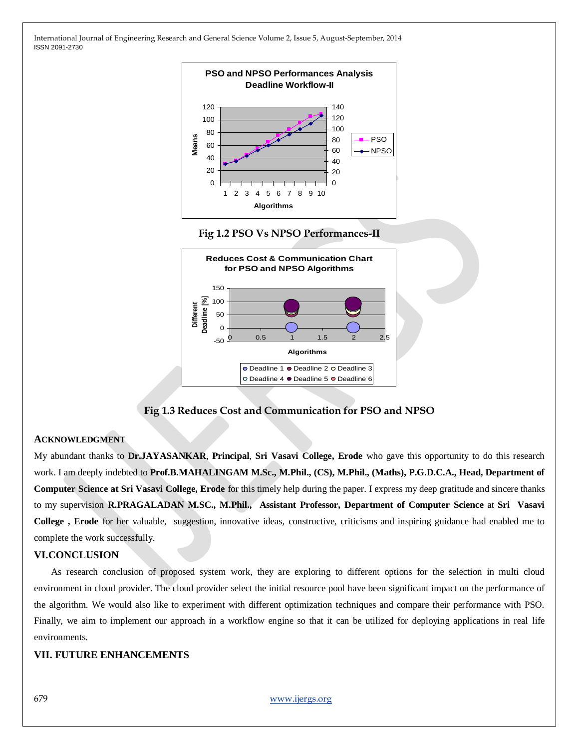Fig 1.2 PSO Vs NPSO Performances-II

Fig 1.3 Reduces Cost and Communication for PSO and NPSO

## ACKNOWLEDGMENT

My abundant thanks to **Dr.JAYASANKAR**, **Principal**, **Sri Vasavi College, Erode** who gave this opportunity to do this research work. I am deeply indebted to **Prof.B.MAHALINGAM M.Sc., M.Phil., (CS), M.Phil., (Maths), P.G.D.C.A., Head, Department of Computer Science at Sri Vasavi College, Erode** for this timely help during the paper. I express my deep gratitude and sincere thanks to my supervision **R.PRAGALADAN M.SC., M.Phil., Assistant Professor, Department of Computer Science** at **Sri Vasavi College , Erode** for her valuable, suggestion, innovative ideas, constructive, criticisms and inspiring guidance had enabled me to complete the work successfully.

## VI.CONCLUSION

As research conclusion of proposed system work, they are exploring to different options for the selection in multi cloud environment in cloud provider. The cloud provider select the initial resource pool have been significant impact on the performance of the algorithm. We would also like to experiment with different optimization techniques and compare their performance with PSO. Finally, we aim to implement our approach in a workflow engine so that it can be utilized for deploying applications in real life environments.

## VII. FUTURE ENHANCEMENTS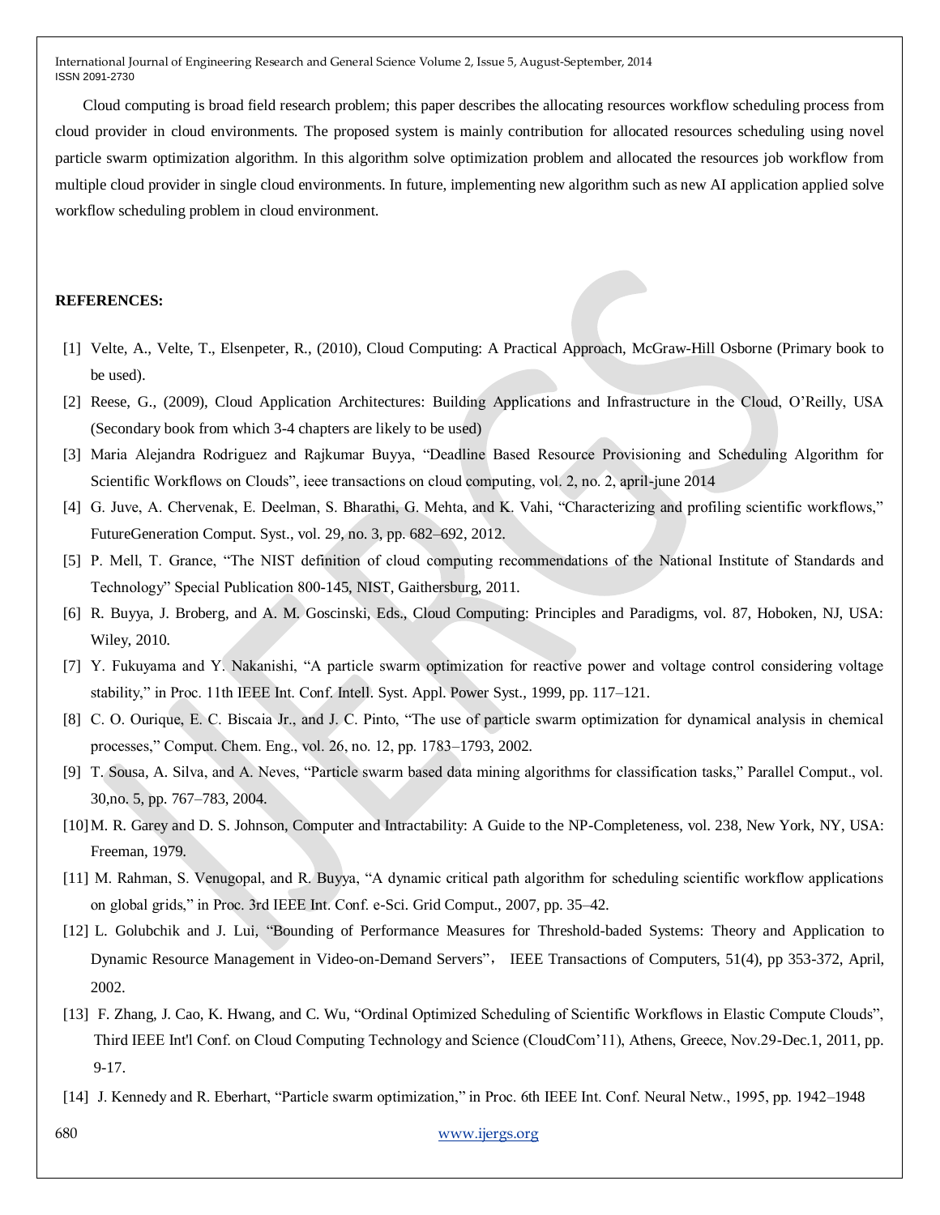Cloud computing is broad field research problem; this paper describes the allocating resources workflow scheduling process from cloud provider in cloud environments. The proposed system is mainly contribution for allocated resources scheduling using novel particle swarm optimization algorithm. In this algorithm solve optimization problem and allocated the resources job workflow from multiple cloud provider in single cloud environments. In future, implementing new algorithm such as new AI application applied solve workflow scheduling problem in cloud environment.

**REFERENCES:**

[1] Velte, A., Velte, T., Elsenpeter, R., (2010), Cloud Computing: A Practical Approach, McGraw-Hill Osborne (Primary book to be used).

[2] Reese, G., (2009), Cloud Application Architectures: Building Applications and Infrastructure in the Cloud, O'Reilly, USA (Secondary book from which 3-4 chapters are likely to be used)

[3] Maria Alejandra Rodriguez and Rajkumar Buyya, "Deadline Based Resource Provisioning and Scheduling Algorithm for Scientific Workflows on Clouds", ieee transactions on cloud computing, vol. 2, no. 2, april-june 2014

[4] G. Juve, A. Chervenak, E. Deelman, S. Bharathi, G. Mehta, and K. Vahi, "Characterizing and profiling scientific workflows," FutureGeneration Comput. Syst., vol. 29, no. 3, pp. 682–692, 2012.

[5] P. Mell, T. Grance, "The NIST definition of cloud computing recommendations of the National Institute of Standards and Technology" Special Publication 800-145, NIST, Gaithersburg, 2011.

[6] R. Buyya, J. Broberg, and A. M. Goscinski, Eds., Cloud Computing: Principles and Paradigms, vol. 87, Hoboken, NJ, USA: Wiley, 2010.

[7] Y. Fukuyama and Y. Nakanishi, "A particle swarm optimization for reactive power and voltage control considering voltage stability," in Proc. 11th IEEE Int. Conf. Intell. Syst. Appl. Power Syst., 1999, pp. 117–121.

[8] C. O. Ourique, E. C. Biscaia Jr., and J. C. Pinto, "The use of particle swarm optimization for dynamical analysis in chemical processes," Comput. Chem. Eng., vol. 26, no. 12, pp. 1783–1793, 2002.

[9] T. Sousa, A. Silva, and A. Neves, "Particle swarm based data mining algorithms for classification tasks," Parallel Comput., vol. 30,no. 5, pp. 767–783, 2004.

[10] M. R. Garey and D. S. Johnson, Computer and Intractability: A Guide to the NP-Completeness, vol. 238, New York, NY, USA: Freeman, 1979.

[11] M. Rahman, S. Venugopal, and R. Buyya, "A dynamic critical path algorithm for scheduling scientific workflow applications on global grids," in Proc. 3rd IEEE Int. Conf. e-Sci. Grid Comput., 2007, pp. 35–42.

[12] L. Golubchik and J. Lui, "Bounding of Performance Measures for Threshold-baded Systems: Theory and Application to Dynamic Resource Management in Video-on-Demand Servers", IEEE Transactions of Computers, 51(4), pp 353-372, April, 2002.

[13] F. Zhang, J. Cao, K. Hwang, and C. Wu, "Ordinal Optimized Scheduling of Scientific Workflows in Elastic Compute Clouds", Third IEEE Int'l Conf. on Cloud Computing Technology and Science (CloudCom'11), Athens, Greece, Nov.29-Dec.1, 2011, pp. 9-17.

[14] J. Kennedy and R. Eberhart, "Particle swarm optimization," in Proc. 6th IEEE Int. Conf. Neural Netw., 1995, pp. 1942–1948